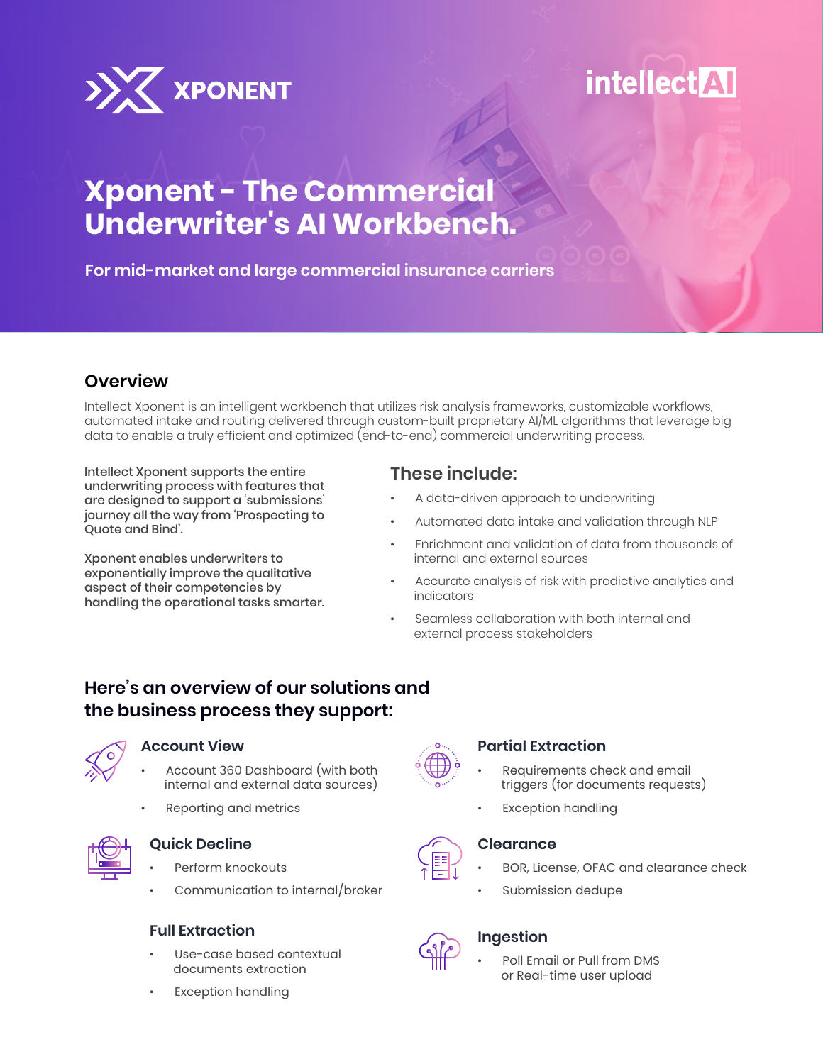XPONENT

intellectAI

# Xponent - The Commercial Underwriter's AI Workbench.

**For mid-market and large commercial insurance carriers**

## Overview

Intellect Xponent is an intelligent workbench that utilizes risk analysis frameworks, customizable workflows, automated intake and routing delivered through custom-built proprietary AI/ML algorithms that leverage big data to enable a truly efficient and optimized (end-to-end) commercial underwriting process.

**Intellect Xponent supports the entire underwriting process with features that are designed to support a 'submissions' journey all the way from 'Prospecting to Quote and Bind'.**

**Xponent enables underwriters to exponentially improve the qualitative aspect of their competencies by handling the operational tasks smarter.**

### These include:

- A data-driven approach to underwriting
- Automated data intake and validation through NLP
- Enrichment and validation of data from thousands of internal and external sources
- Accurate analysis of risk with predictive analytics and indicators
- Seamless collaboration with both internal and external process stakeholders

## Here's an overview of our solutions and the business process they support:

### Account View

- Account 360 Dashboard (with both internal and external data sources)
- Reporting and metrics

### Quick Decline

- Perform knockouts
- Communication to internal/broker

### Full Extraction

- Use-case based contextual documents extraction
- Exception handling

### Partial Extraction

- Requirements check and email triggers (for documents requests)
- Exception handling

### Clearance

- BOR, License, OFAC and clearance check
- Submission dedupe

### Ingestion

- Poll Email or Pull from DMS or Real-time user upload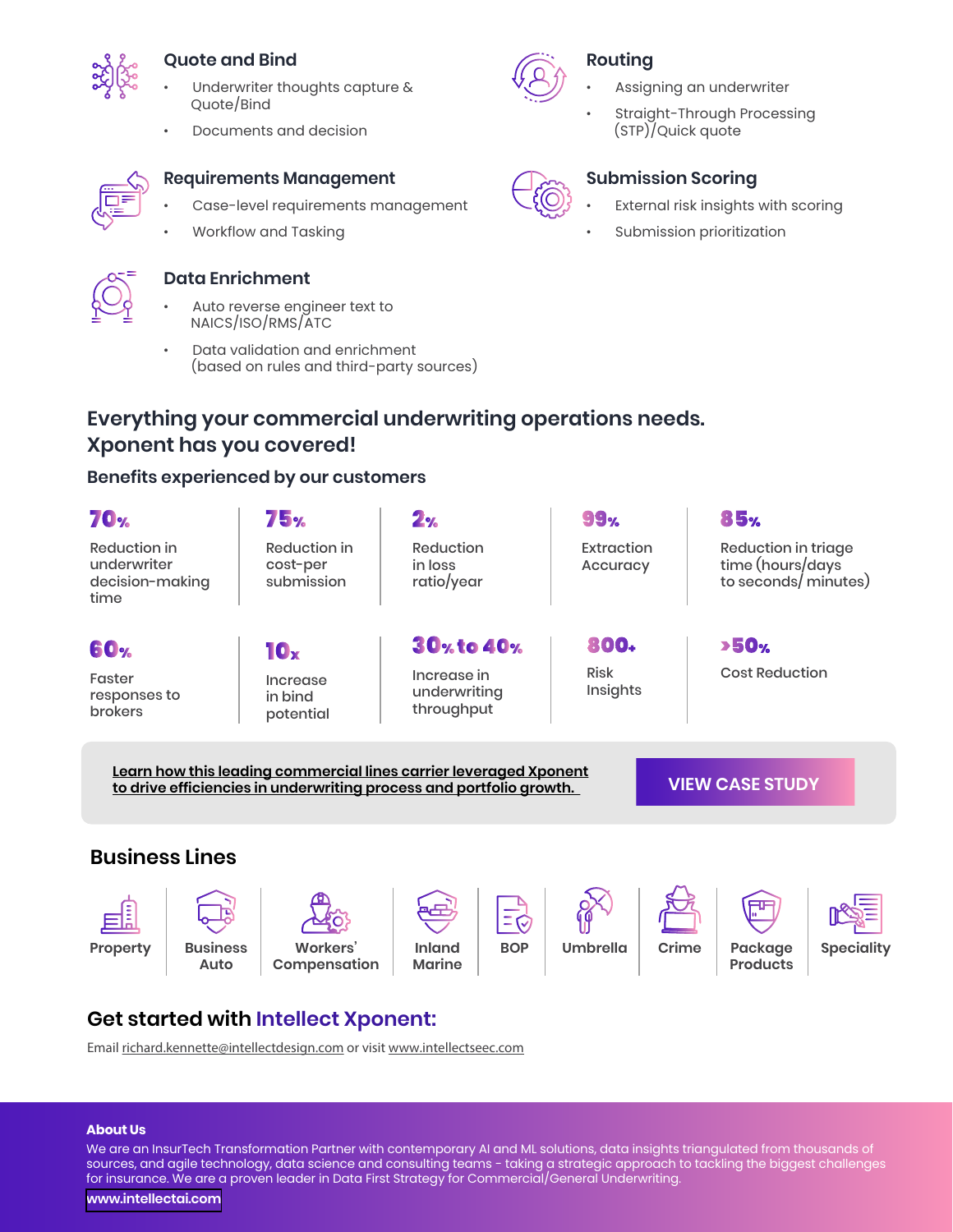### Quote and Bind

- Underwriter thoughts capture & Quote/Bind
- Documents and decision

### Routing

- Assigning an underwriter
- Straight-Through Processing (STP)/Quick quote

### Requirements Management

- Case-level requirements management
- Workflow and Tasking

### Submission Scoring

- External risk insights with scoring
- Submission prioritization

### Data Enrichment

- Auto reverse engineer text to NAICS/ISO/RMS/ATC
- Data validation and enrichment (based on rules and third-party sources)

## Everything your commercial underwriting operations needs. Xponent has you covered!

### Benefits experienced by our customers

**70%**
Reduction in underwriter decision-making time

**75%**
Reduction in cost-per submission

**2%**
Reduction in loss ratio/year

**99%**
Extraction Accuracy

**85%**
Reduction in triage time (hours/days to seconds/ minutes)

**60%**
Faster responses to brokers

**10x**
Increase in bind potential

**30% to 40%**
Increase in underwriting throughput

**800+**
Risk Insights

**>50%**
Cost Reduction

Learn how this leading commercial lines carrier leveraged Xponent to drive efficiencies in underwriting process and portfolio growth.

**VIEW CASE STUDY**

## Business Lines

- Property
- Business Auto
- Workers' Compensation
- Inland Marine
- BOP
- Umbrella
- Crime
- Package Products
- Speciality

## Get started with Intellect Xponent:

Email richard.kennette@intellectdesign.com or visit www.intellectseec.com

**About Us**

We are an InsurTech Transformation Partner with contemporary AI and ML solutions, data insights triangulated from thousands of sources, and agile technology, data science and consulting teams - taking a strategic approach to tackling the biggest challenges for insurance. We are a proven leader in Data First Strategy for Commercial/General Underwriting.

www.intellectai.com